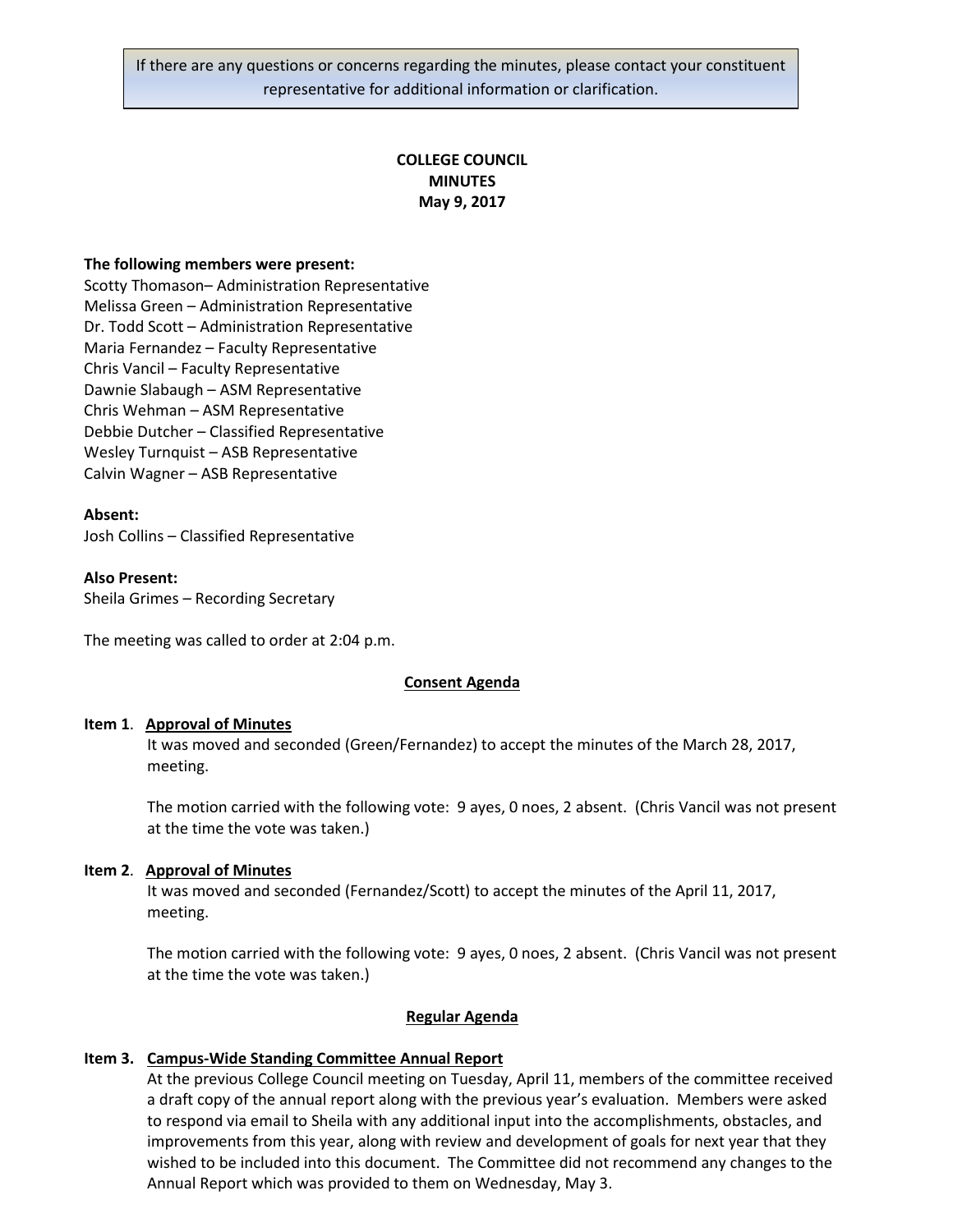If there are any questions or concerns regarding the minutes, please contact your constituent representative for additional information or clarification.

# COLLEGE COUNCIL
# MINUTES
# May 9, 2017

**The following members were present:**

Scotty Thomason– Administration Representative
Melissa Green – Administration Representative
Dr. Todd Scott – Administration Representative
Maria Fernandez – Faculty Representative
Chris Vancil – Faculty Representative
Dawnie Slabaugh – ASM Representative
Chris Wehman – ASM Representative
Debbie Dutcher – Classified Representative
Wesley Turnquist – ASB Representative
Calvin Wagner – ASB Representative

**Absent:**

Josh Collins – Classified Representative

**Also Present:**

Sheila Grimes – Recording Secretary

The meeting was called to order at 2:04 p.m.

## Consent Agenda

**Item 1**. **Approval of Minutes**

It was moved and seconded (Green/Fernandez) to accept the minutes of the March 28, 2017, meeting.

The motion carried with the following vote: 9 ayes, 0 noes, 2 absent. (Chris Vancil was not present at the time the vote was taken.)

**Item 2**. **Approval of Minutes**

It was moved and seconded (Fernandez/Scott) to accept the minutes of the April 11, 2017, meeting.

The motion carried with the following vote: 9 ayes, 0 noes, 2 absent. (Chris Vancil was not present at the time the vote was taken.)

## Regular Agenda

**Item 3.** **Campus-Wide Standing Committee Annual Report**

At the previous College Council meeting on Tuesday, April 11, members of the committee received a draft copy of the annual report along with the previous year's evaluation. Members were asked to respond via email to Sheila with any additional input into the accomplishments, obstacles, and improvements from this year, along with review and development of goals for next year that they wished to be included into this document. The Committee did not recommend any changes to the Annual Report which was provided to them on Wednesday, May 3.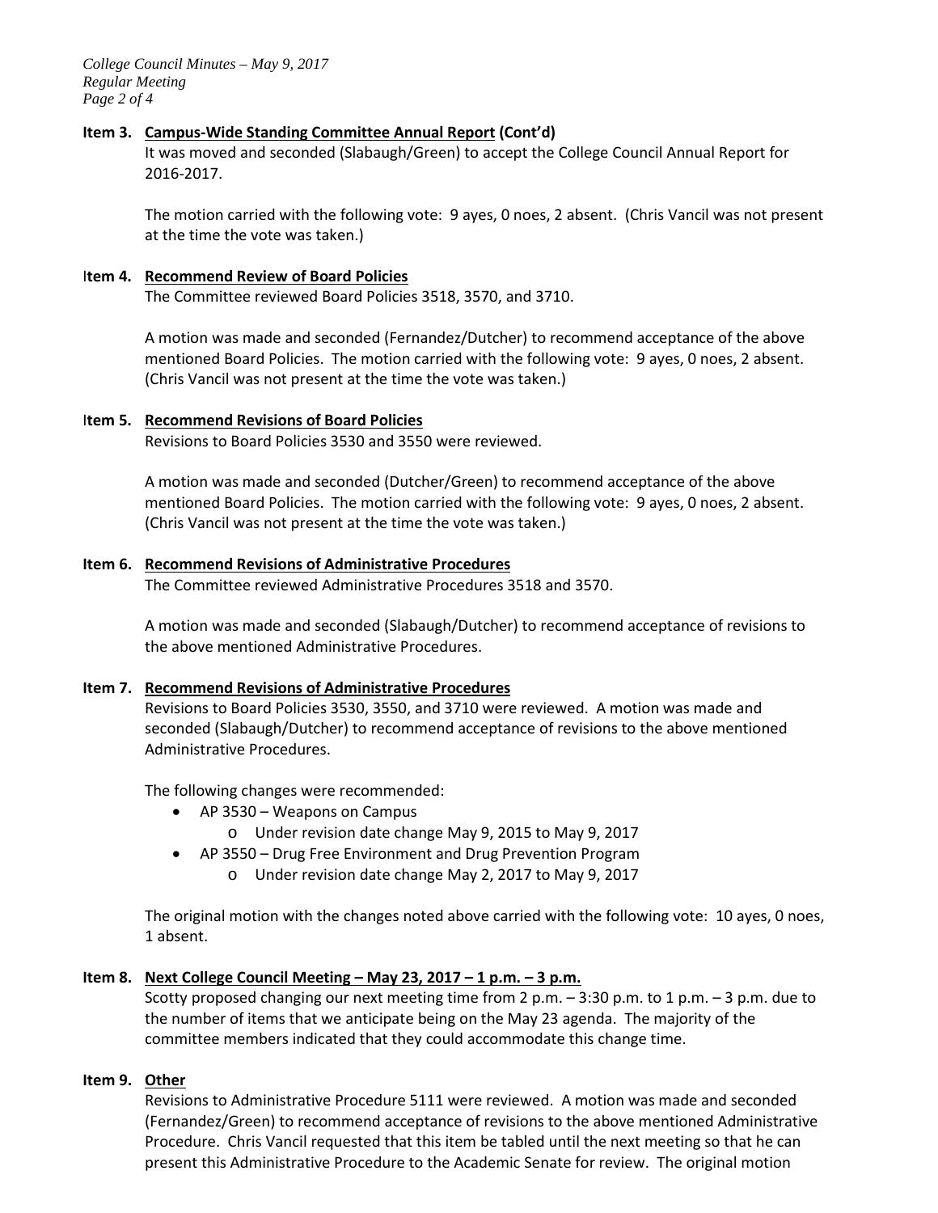**Item 3. Campus-Wide Standing Committee Annual Report (Cont'd)**

It was moved and seconded (Slabaugh/Green) to accept the College Council Annual Report for 2016-2017.

The motion carried with the following vote: 9 ayes, 0 noes, 2 absent. (Chris Vancil was not present at the time the vote was taken.)

**Item 4. Recommend Review of Board Policies**

The Committee reviewed Board Policies 3518, 3570, and 3710.

A motion was made and seconded (Fernandez/Dutcher) to recommend acceptance of the above mentioned Board Policies. The motion carried with the following vote: 9 ayes, 0 noes, 2 absent. (Chris Vancil was not present at the time the vote was taken.)

**Item 5. Recommend Revisions of Board Policies**

Revisions to Board Policies 3530 and 3550 were reviewed.

A motion was made and seconded (Dutcher/Green) to recommend acceptance of the above mentioned Board Policies. The motion carried with the following vote: 9 ayes, 0 noes, 2 absent. (Chris Vancil was not present at the time the vote was taken.)

**Item 6. Recommend Revisions of Administrative Procedures**

The Committee reviewed Administrative Procedures 3518 and 3570.

A motion was made and seconded (Slabaugh/Dutcher) to recommend acceptance of revisions to the above mentioned Administrative Procedures.

**Item 7. Recommend Revisions of Administrative Procedures**

Revisions to Board Policies 3530, 3550, and 3710 were reviewed. A motion was made and seconded (Slabaugh/Dutcher) to recommend acceptance of revisions to the above mentioned Administrative Procedures.

The following changes were recommended:

- AP 3530 – Weapons on Campus
  - Under revision date change May 9, 2015 to May 9, 2017
- AP 3550 – Drug Free Environment and Drug Prevention Program
  - Under revision date change May 2, 2017 to May 9, 2017

The original motion with the changes noted above carried with the following vote: 10 ayes, 0 noes, 1 absent.

**Item 8. Next College Council Meeting – May 23, 2017 – 1 p.m. – 3 p.m.**

Scotty proposed changing our next meeting time from 2 p.m. – 3:30 p.m. to 1 p.m. – 3 p.m. due to the number of items that we anticipate being on the May 23 agenda. The majority of the committee members indicated that they could accommodate this change time.

**Item 9. Other**

Revisions to Administrative Procedure 5111 were reviewed. A motion was made and seconded (Fernandez/Green) to recommend acceptance of revisions to the above mentioned Administrative Procedure. Chris Vancil requested that this item be tabled until the next meeting so that he can present this Administrative Procedure to the Academic Senate for review. The original motion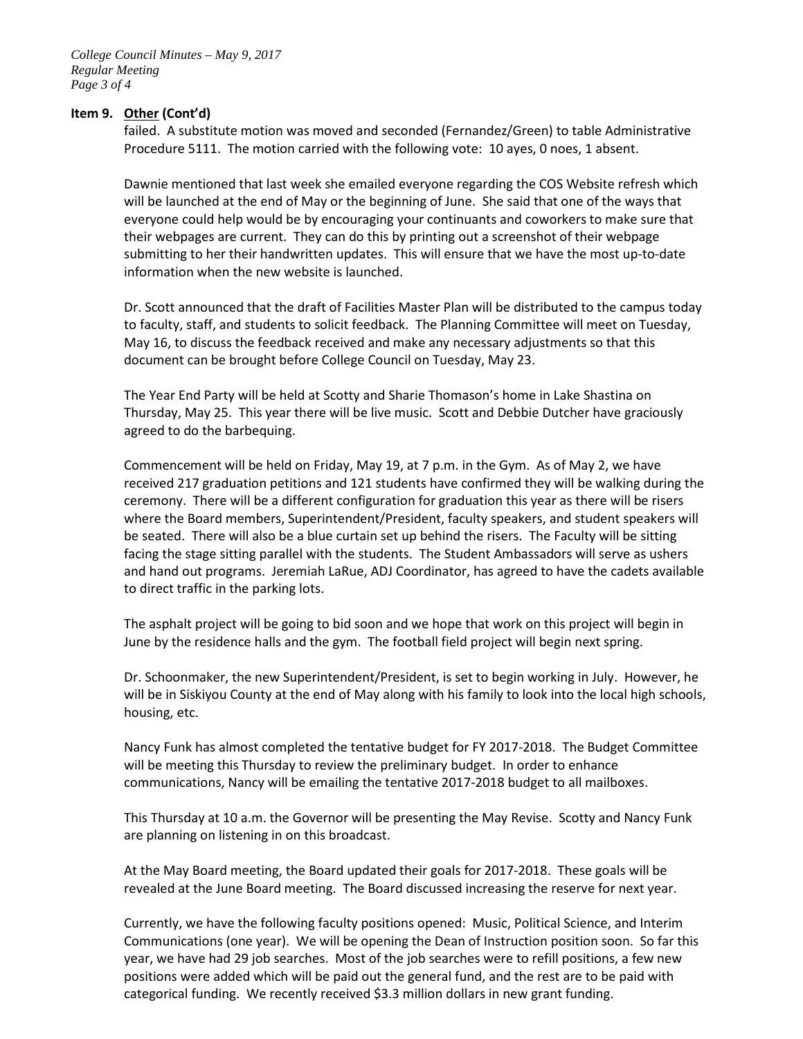**Item 9. Other (Cont'd)**

failed. A substitute motion was moved and seconded (Fernandez/Green) to table Administrative Procedure 5111. The motion carried with the following vote: 10 ayes, 0 noes, 1 absent.

Dawnie mentioned that last week she emailed everyone regarding the COS Website refresh which will be launched at the end of May or the beginning of June. She said that one of the ways that everyone could help would be by encouraging your continuants and coworkers to make sure that their webpages are current. They can do this by printing out a screenshot of their webpage submitting to her their handwritten updates. This will ensure that we have the most up-to-date information when the new website is launched.

Dr. Scott announced that the draft of Facilities Master Plan will be distributed to the campus today to faculty, staff, and students to solicit feedback. The Planning Committee will meet on Tuesday, May 16, to discuss the feedback received and make any necessary adjustments so that this document can be brought before College Council on Tuesday, May 23.

The Year End Party will be held at Scotty and Sharie Thomason's home in Lake Shastina on Thursday, May 25. This year there will be live music. Scott and Debbie Dutcher have graciously agreed to do the barbequing.

Commencement will be held on Friday, May 19, at 7 p.m. in the Gym. As of May 2, we have received 217 graduation petitions and 121 students have confirmed they will be walking during the ceremony. There will be a different configuration for graduation this year as there will be risers where the Board members, Superintendent/President, faculty speakers, and student speakers will be seated. There will also be a blue curtain set up behind the risers. The Faculty will be sitting facing the stage sitting parallel with the students. The Student Ambassadors will serve as ushers and hand out programs. Jeremiah LaRue, ADJ Coordinator, has agreed to have the cadets available to direct traffic in the parking lots.

The asphalt project will be going to bid soon and we hope that work on this project will begin in June by the residence halls and the gym. The football field project will begin next spring.

Dr. Schoonmaker, the new Superintendent/President, is set to begin working in July. However, he will be in Siskiyou County at the end of May along with his family to look into the local high schools, housing, etc.

Nancy Funk has almost completed the tentative budget for FY 2017-2018. The Budget Committee will be meeting this Thursday to review the preliminary budget. In order to enhance communications, Nancy will be emailing the tentative 2017-2018 budget to all mailboxes.

This Thursday at 10 a.m. the Governor will be presenting the May Revise. Scotty and Nancy Funk are planning on listening in on this broadcast.

At the May Board meeting, the Board updated their goals for 2017-2018. These goals will be revealed at the June Board meeting. The Board discussed increasing the reserve for next year.

Currently, we have the following faculty positions opened: Music, Political Science, and Interim Communications (one year). We will be opening the Dean of Instruction position soon. So far this year, we have had 29 job searches. Most of the job searches were to refill positions, a few new positions were added which will be paid out the general fund, and the rest are to be paid with categorical funding. We recently received $3.3 million dollars in new grant funding.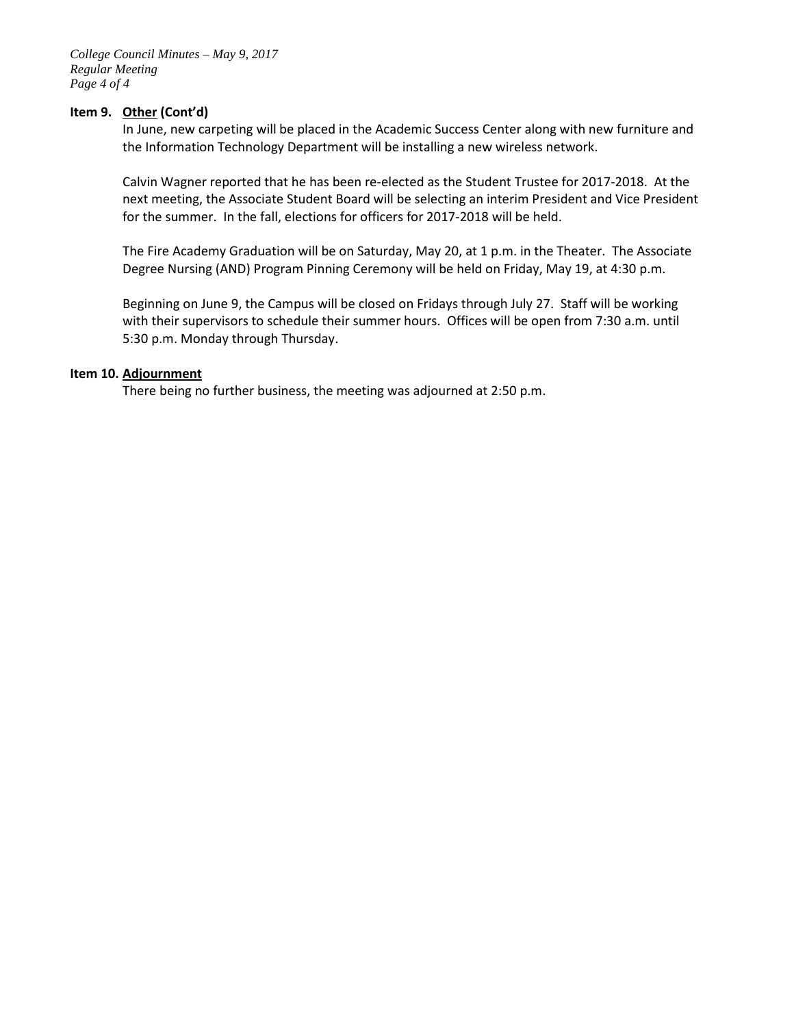**Item 9. <u>Other</u> (Cont'd)**

In June, new carpeting will be placed in the Academic Success Center along with new furniture and the Information Technology Department will be installing a new wireless network.

Calvin Wagner reported that he has been re-elected as the Student Trustee for 2017-2018. At the next meeting, the Associate Student Board will be selecting an interim President and Vice President for the summer. In the fall, elections for officers for 2017-2018 will be held.

The Fire Academy Graduation will be on Saturday, May 20, at 1 p.m. in the Theater. The Associate Degree Nursing (AND) Program Pinning Ceremony will be held on Friday, May 19, at 4:30 p.m.

Beginning on June 9, the Campus will be closed on Fridays through July 27. Staff will be working with their supervisors to schedule their summer hours. Offices will be open from 7:30 a.m. until 5:30 p.m. Monday through Thursday.

**Item 10. <u>Adjournment</u>**

There being no further business, the meeting was adjourned at 2:50 p.m.